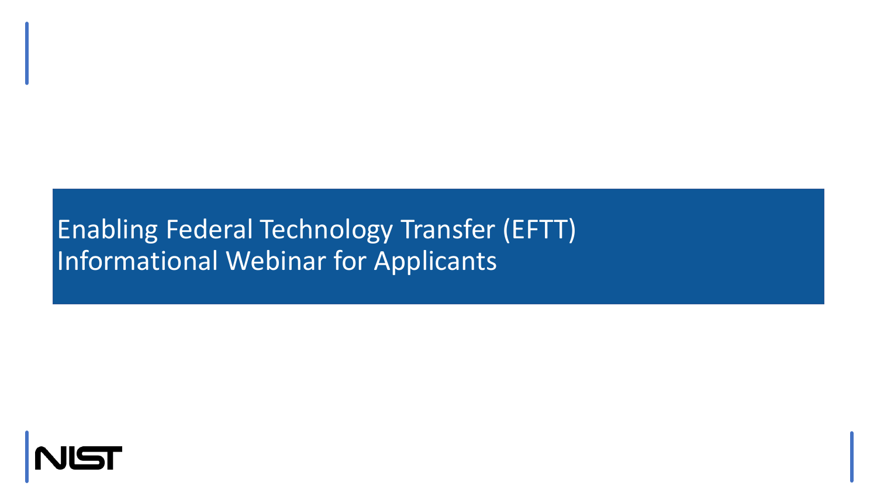# Enabling Federal Technology Transfer (EFTT) Informational Webinar for Applicants

NIST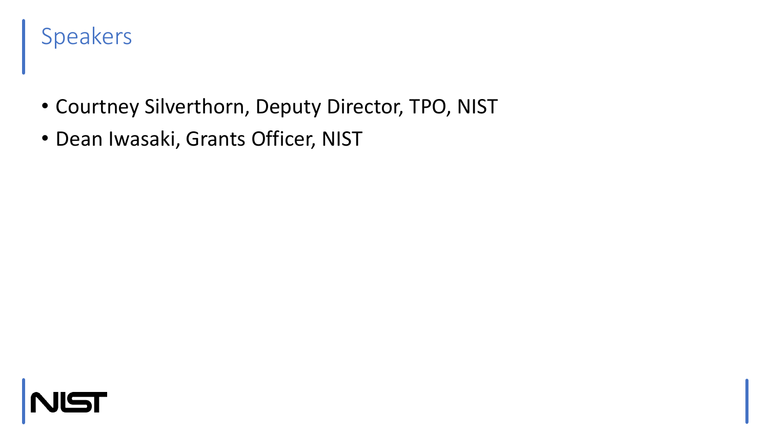# Speakers

- Courtney Silverthorn, Deputy Director, TPO, NIST
- Dean Iwasaki, Grants Officer, NIST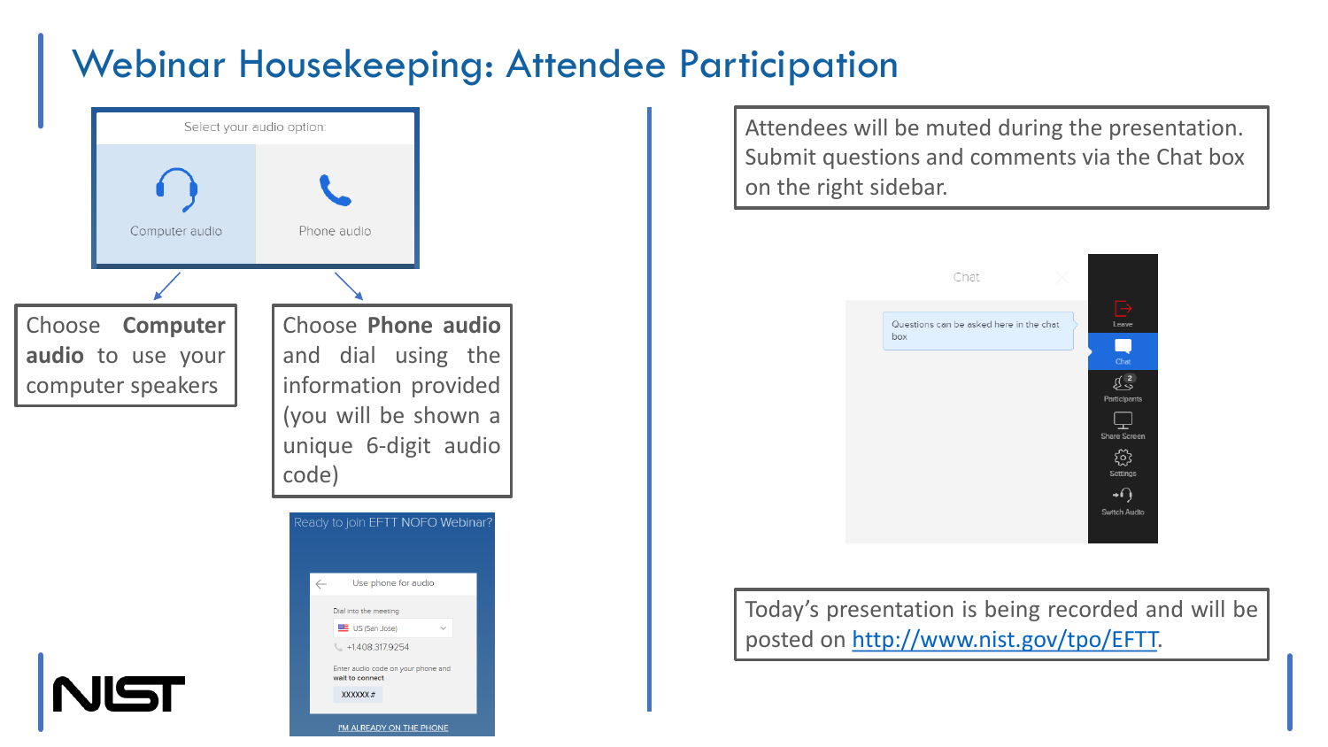# Webinar Housekeeping: Attendee Participation

Select your audio option:

Computer audio | Phone audio

Choose **Computer audio** to use your computer speakers

Choose **Phone audio** and dial using the information provided (you will be shown a unique 6-digit audio code)

Ready to join EFTT NOFO Webinar?

Use phone for audio

Dial into the meeting

US (San Jose)

+1.408.317.9254

Enter audio code on your phone and wait to connect

XXXXXX #

I'M ALREADY ON THE PHONE

Attendees will be muted during the presentation. Submit questions and comments via the Chat box on the right sidebar.

Chat

Questions can be asked here in the chat box

Leave

Chat

Participants

Share Screen

Settings

Switch Audio

Today's presentation is being recorded and will be posted on [http://www.nist.gov/tpo/EFTT](http://www.nist.gov/tpo/EFTT).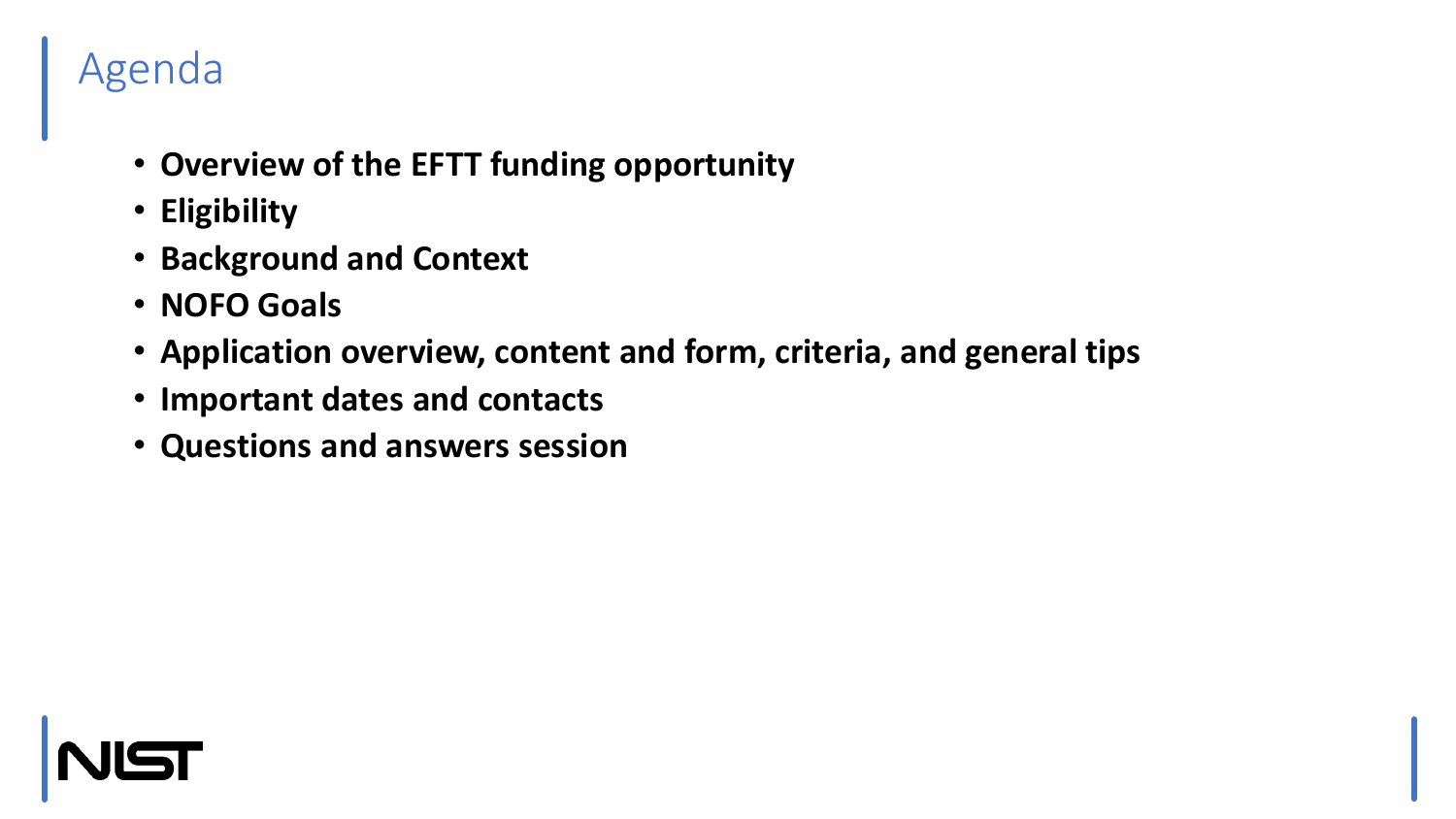# Agenda

- **Overview of the EFTT funding opportunity**
- **Eligibility**
- **Background and Context**
- **NOFO Goals**
- **Application overview, content and form, criteria, and general tips**
- **Important dates and contacts**
- **Questions and answers session**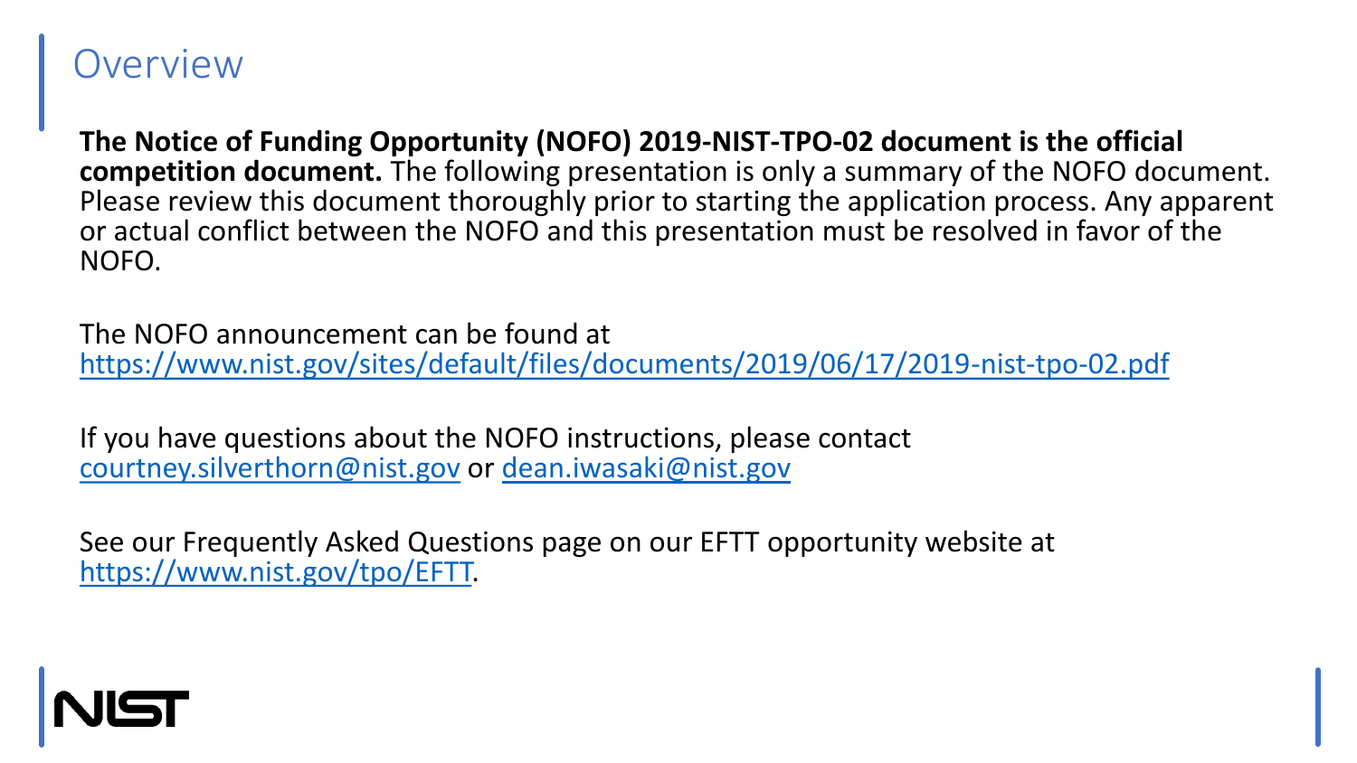# Overview

**The Notice of Funding Opportunity (NOFO) 2019-NIST-TPO-02 document is the official competition document.** The following presentation is only a summary of the NOFO document. Please review this document thoroughly prior to starting the application process. Any apparent or actual conflict between the NOFO and this presentation must be resolved in favor of the NOFO.

The NOFO announcement can be found at https://www.nist.gov/sites/default/files/documents/2019/06/17/2019-nist-tpo-02.pdf

If you have questions about the NOFO instructions, please contact courtney.silverthorn@nist.gov or dean.iwasaki@nist.gov

See our Frequently Asked Questions page on our EFTT opportunity website at https://www.nist.gov/tpo/EFTT.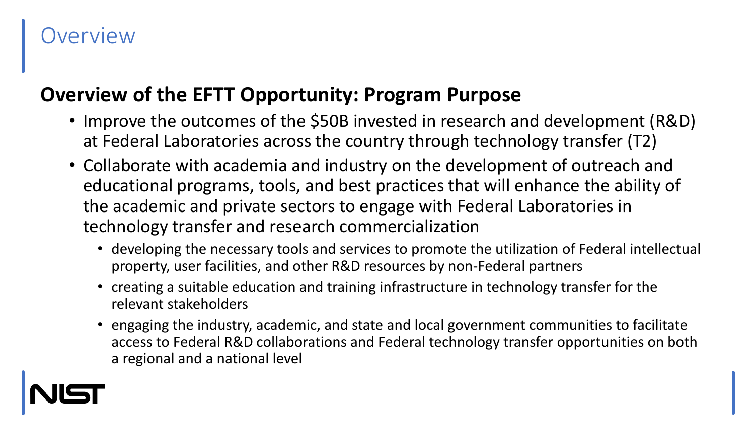# Overview

## Overview of the EFTT Opportunity: Program Purpose

- Improve the outcomes of the $50B invested in research and development (R&D) at Federal Laboratories across the country through technology transfer (T2)
- Collaborate with academia and industry on the development of outreach and educational programs, tools, and best practices that will enhance the ability of the academic and private sectors to engage with Federal Laboratories in technology transfer and research commercialization
  - developing the necessary tools and services to promote the utilization of Federal intellectual property, user facilities, and other R&D resources by non-Federal partners
  - creating a suitable education and training infrastructure in technology transfer for the relevant stakeholders
  - engaging the industry, academic, and state and local government communities to facilitate access to Federal R&D collaborations and Federal technology transfer opportunities on both a regional and a national level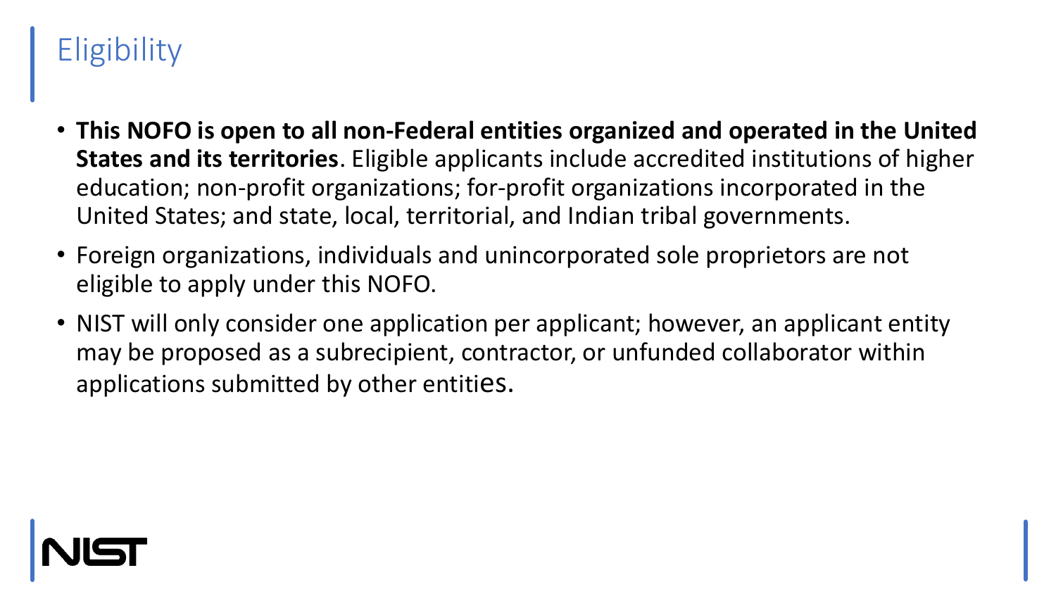# Eligibility

- **This NOFO is open to all non-Federal entities organized and operated in the United States and its territories**. Eligible applicants include accredited institutions of higher education; non-profit organizations; for-profit organizations incorporated in the United States; and state, local, territorial, and Indian tribal governments.
- Foreign organizations, individuals and unincorporated sole proprietors are not eligible to apply under this NOFO.
- NIST will only consider one application per applicant; however, an applicant entity may be proposed as a subrecipient, contractor, or unfunded collaborator within applications submitted by other entities.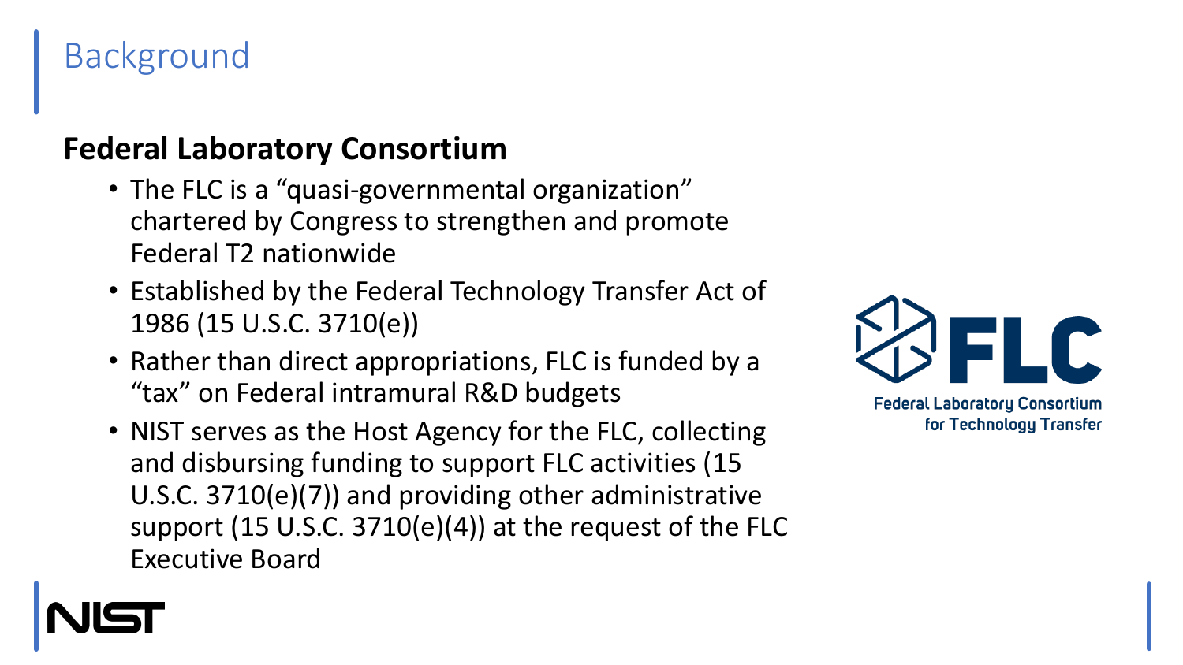# Background

## Federal Laboratory Consortium

- The FLC is a "quasi-governmental organization" chartered by Congress to strengthen and promote Federal T2 nationwide
- Established by the Federal Technology Transfer Act of 1986 (15 U.S.C. 3710(e))
- Rather than direct appropriations, FLC is funded by a "tax" on Federal intramural R&D budgets
- NIST serves as the Host Agency for the FLC, collecting and disbursing funding to support FLC activities (15 U.S.C. 3710(e)(7)) and providing other administrative support (15 U.S.C. 3710(e)(4)) at the request of the FLC Executive Board

FLC
Federal Laboratory Consortium for Technology Transfer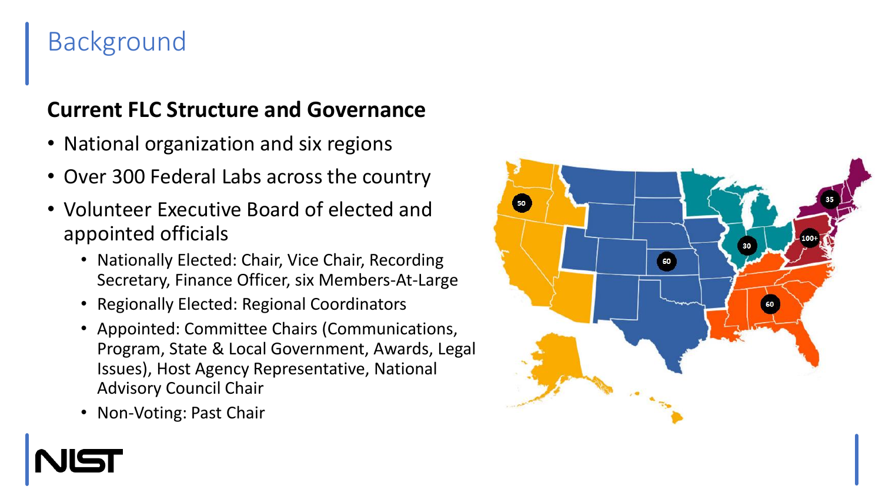# Background

## Current FLC Structure and Governance

- National organization and six regions
- Over 300 Federal Labs across the country
- Volunteer Executive Board of elected and appointed officials
  - Nationally Elected: Chair, Vice Chair, Recording Secretary, Finance Officer, six Members-At-Large
  - Regionally Elected: Regional Coordinators
  - Appointed: Committee Chairs (Communications, Program, State & Local Government, Awards, Legal Issues), Host Agency Representative, National Advisory Council Chair
  - Non-Voting: Past Chair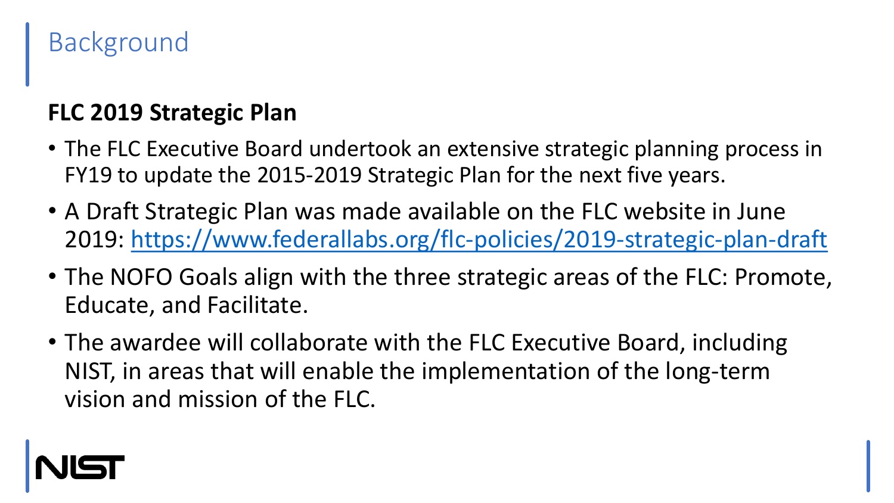# Background

**FLC 2019 Strategic Plan**

- The FLC Executive Board undertook an extensive strategic planning process in FY19 to update the 2015-2019 Strategic Plan for the next five years.
- A Draft Strategic Plan was made available on the FLC website in June 2019: https://www.federallabs.org/flc-policies/2019-strategic-plan-draft
- The NOFO Goals align with the three strategic areas of the FLC: Promote, Educate, and Facilitate.
- The awardee will collaborate with the FLC Executive Board, including NIST, in areas that will enable the implementation of the long-term vision and mission of the FLC.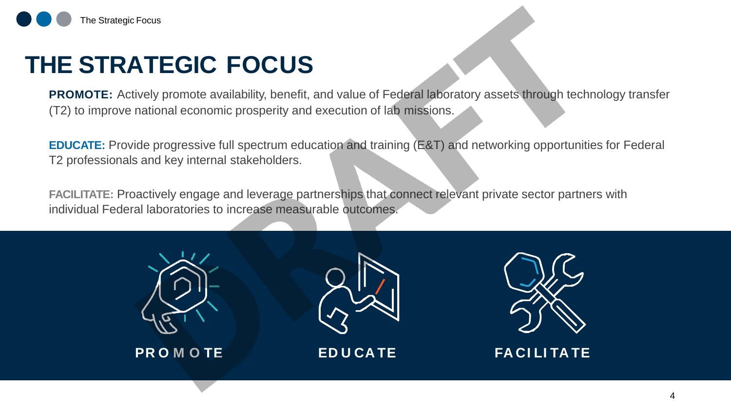# THE STRATEGIC FOCUS

**PROMOTE:** Actively promote availability, benefit, and value of Federal laboratory assets through technology transfer (T2) to improve national economic prosperity and execution of lab missions.

**EDUCATE:** Provide progressive full spectrum education and training (E&T) and networking opportunities for Federal T2 professionals and key internal stakeholders.

**FACILITATE:** Proactively engage and leverage partnerships that connect relevant private sector partners with individual Federal laboratories to increase measurable outcomes.

PROMOTE

EDUCATE

FACILITATE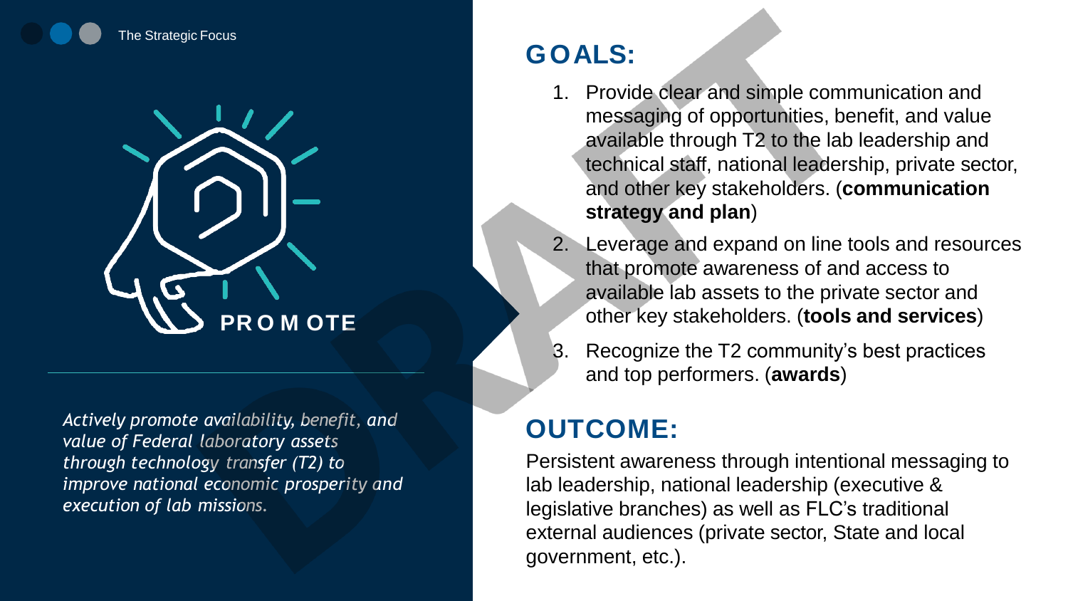The Strategic Focus

## PROMOTE

*Actively promote availability, benefit, and value of Federal laboratory assets through technology transfer (T2) to improve national economic prosperity and execution of lab missions.*

## GOALS:

1. Provide clear and simple communication and messaging of opportunities, benefit, and value available through T2 to the lab leadership and technical staff, national leadership, private sector, and other key stakeholders. (**communication strategy and plan**)
2. Leverage and expand on line tools and resources that promote awareness of and access to available lab assets to the private sector and other key stakeholders. (**tools and services**)
3. Recognize the T2 community's best practices and top performers. (**awards**)

## OUTCOME:

Persistent awareness through intentional messaging to lab leadership, national leadership (executive & legislative branches) as well as FLC's traditional external audiences (private sector, State and local government, etc.).

DRAFT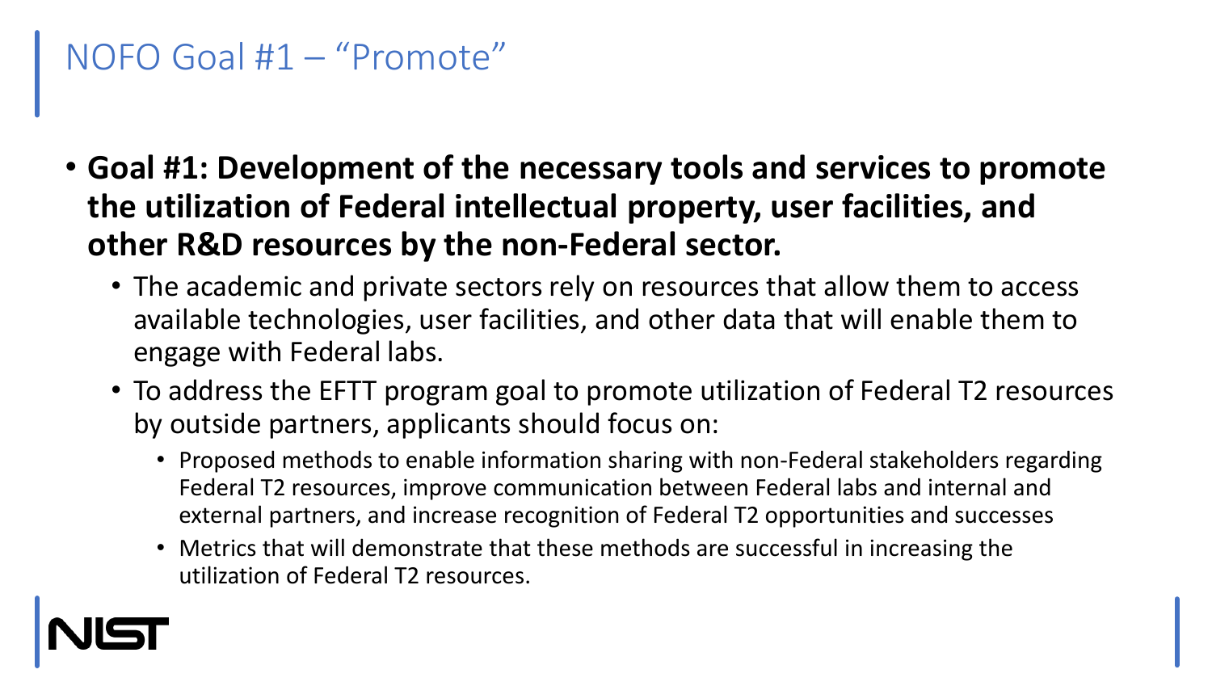# NOFO Goal #1 – "Promote"

- **Goal #1: Development of the necessary tools and services to promote the utilization of Federal intellectual property, user facilities, and other R&D resources by the non-Federal sector.**
  - The academic and private sectors rely on resources that allow them to access available technologies, user facilities, and other data that will enable them to engage with Federal labs.
  - To address the EFTT program goal to promote utilization of Federal T2 resources by outside partners, applicants should focus on:
    - Proposed methods to enable information sharing with non-Federal stakeholders regarding Federal T2 resources, improve communication between Federal labs and internal and external partners, and increase recognition of Federal T2 opportunities and successes
    - Metrics that will demonstrate that these methods are successful in increasing the utilization of Federal T2 resources.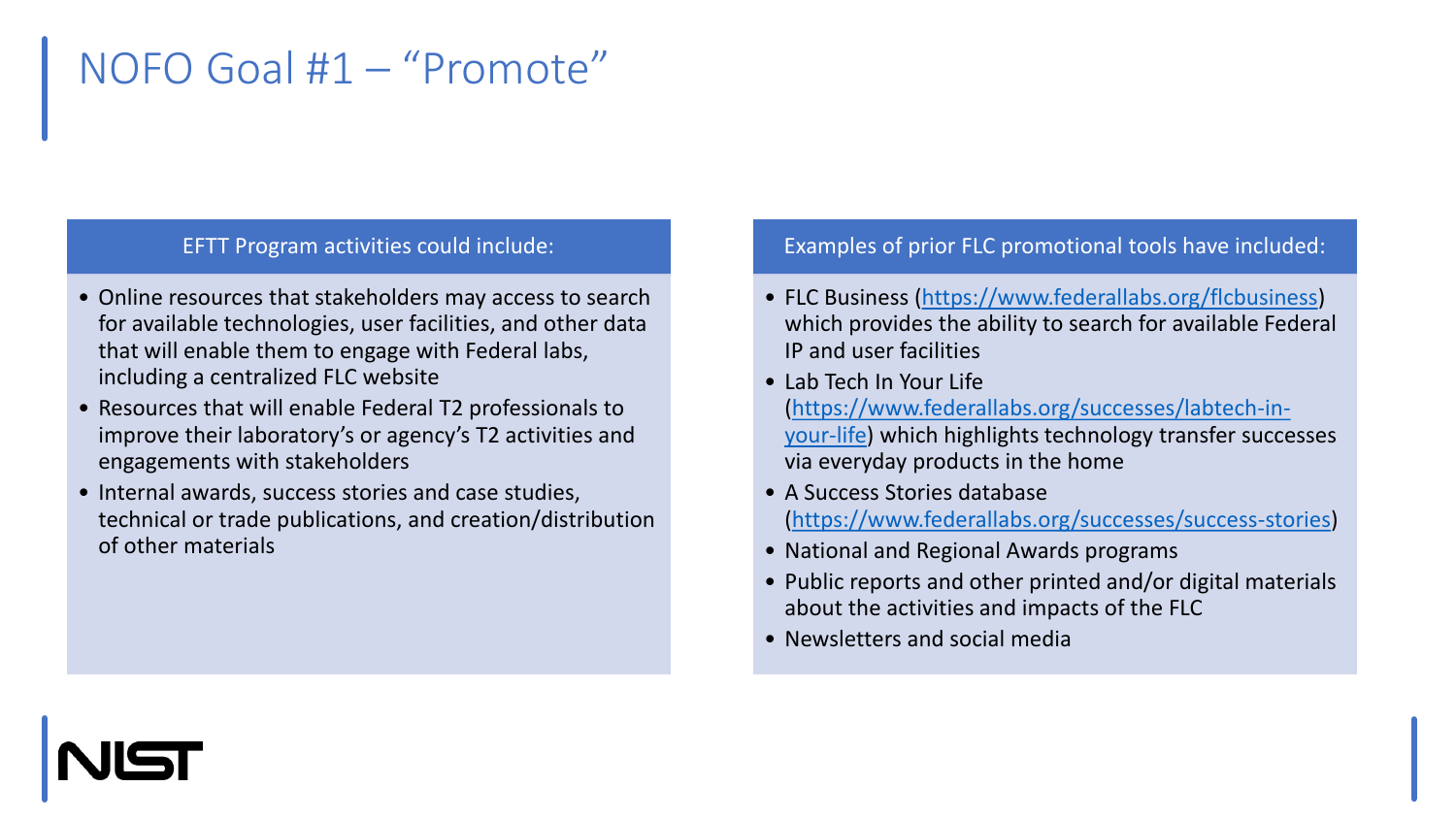# NOFO Goal #1 – "Promote"

### EFTT Program activities could include:

- Online resources that stakeholders may access to search for available technologies, user facilities, and other data that will enable them to engage with Federal labs, including a centralized FLC website
- Resources that will enable Federal T2 professionals to improve their laboratory's or agency's T2 activities and engagements with stakeholders
- Internal awards, success stories and case studies, technical or trade publications, and creation/distribution of other materials

### Examples of prior FLC promotional tools have included:

- FLC Business (https://www.federallabs.org/flcbusiness) which provides the ability to search for available Federal IP and user facilities
- Lab Tech In Your Life (https://www.federallabs.org/successes/labtech-in-your-life) which highlights technology transfer successes via everyday products in the home
- A Success Stories database (https://www.federallabs.org/successes/success-stories)
- National and Regional Awards programs
- Public reports and other printed and/or digital materials about the activities and impacts of the FLC
- Newsletters and social media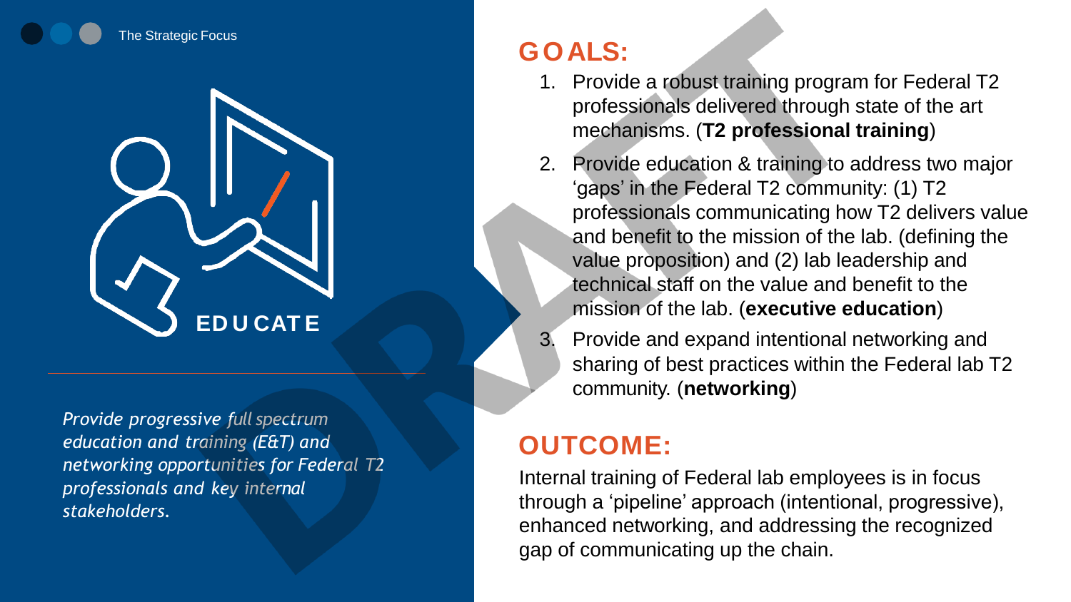The Strategic Focus

## EDUCATE

*Provide progressive full spectrum education and training (E&T) and networking opportunities for Federal T2 professionals and key internal stakeholders.*

## GOALS:

1. Provide a robust training program for Federal T2 professionals delivered through state of the art mechanisms. (**T2 professional training**)
2. Provide education & training to address two major 'gaps' in the Federal T2 community: (1) T2 professionals communicating how T2 delivers value and benefit to the mission of the lab. (defining the value proposition) and (2) lab leadership and technical staff on the value and benefit to the mission of the lab. (**executive education**)
3. Provide and expand intentional networking and sharing of best practices within the Federal lab T2 community. (**networking**)

## OUTCOME:

Internal training of Federal lab employees is in focus through a 'pipeline' approach (intentional, progressive), enhanced networking, and addressing the recognized gap of communicating up the chain.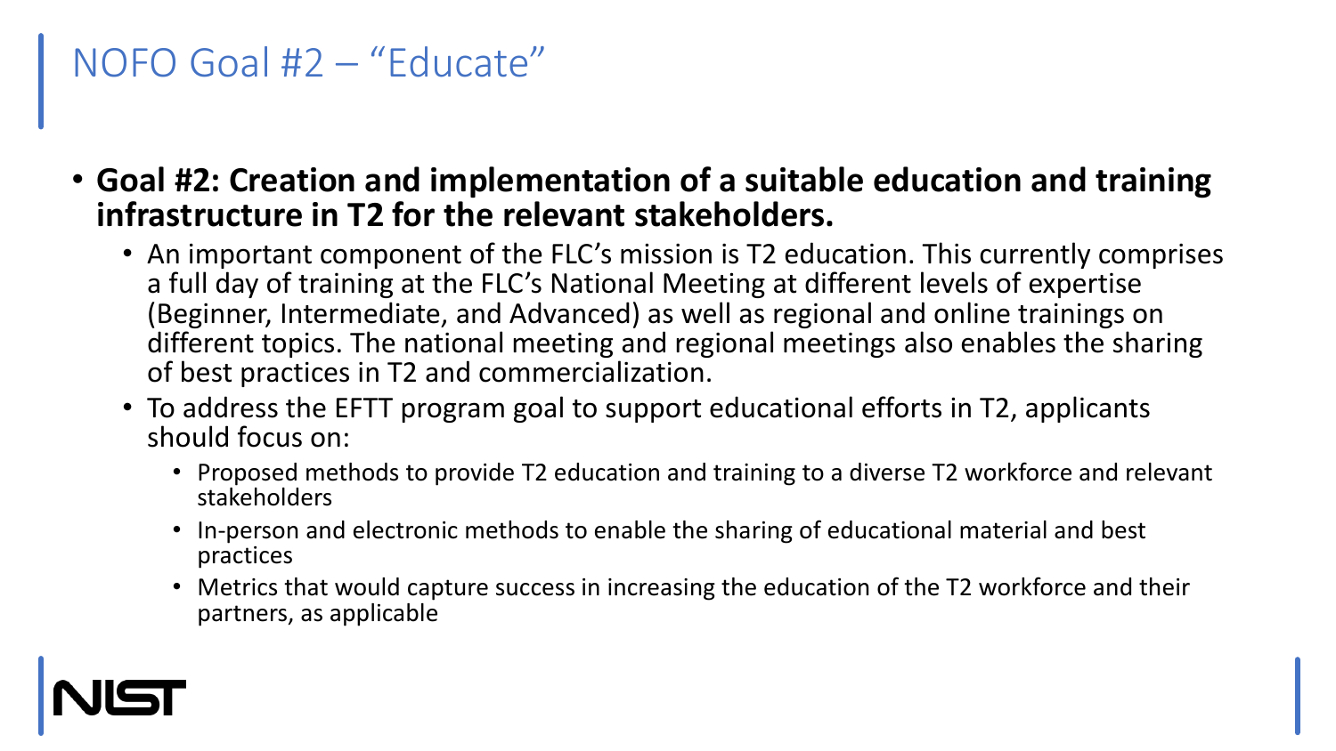# NOFO Goal #2 – "Educate"

- **Goal #2: Creation and implementation of a suitable education and training infrastructure in T2 for the relevant stakeholders.**
  - An important component of the FLC's mission is T2 education. This currently comprises a full day of training at the FLC's National Meeting at different levels of expertise (Beginner, Intermediate, and Advanced) as well as regional and online trainings on different topics. The national meeting and regional meetings also enables the sharing of best practices in T2 and commercialization.
  - To address the EFTT program goal to support educational efforts in T2, applicants should focus on:
    - Proposed methods to provide T2 education and training to a diverse T2 workforce and relevant stakeholders
    - In-person and electronic methods to enable the sharing of educational material and best practices
    - Metrics that would capture success in increasing the education of the T2 workforce and their partners, as applicable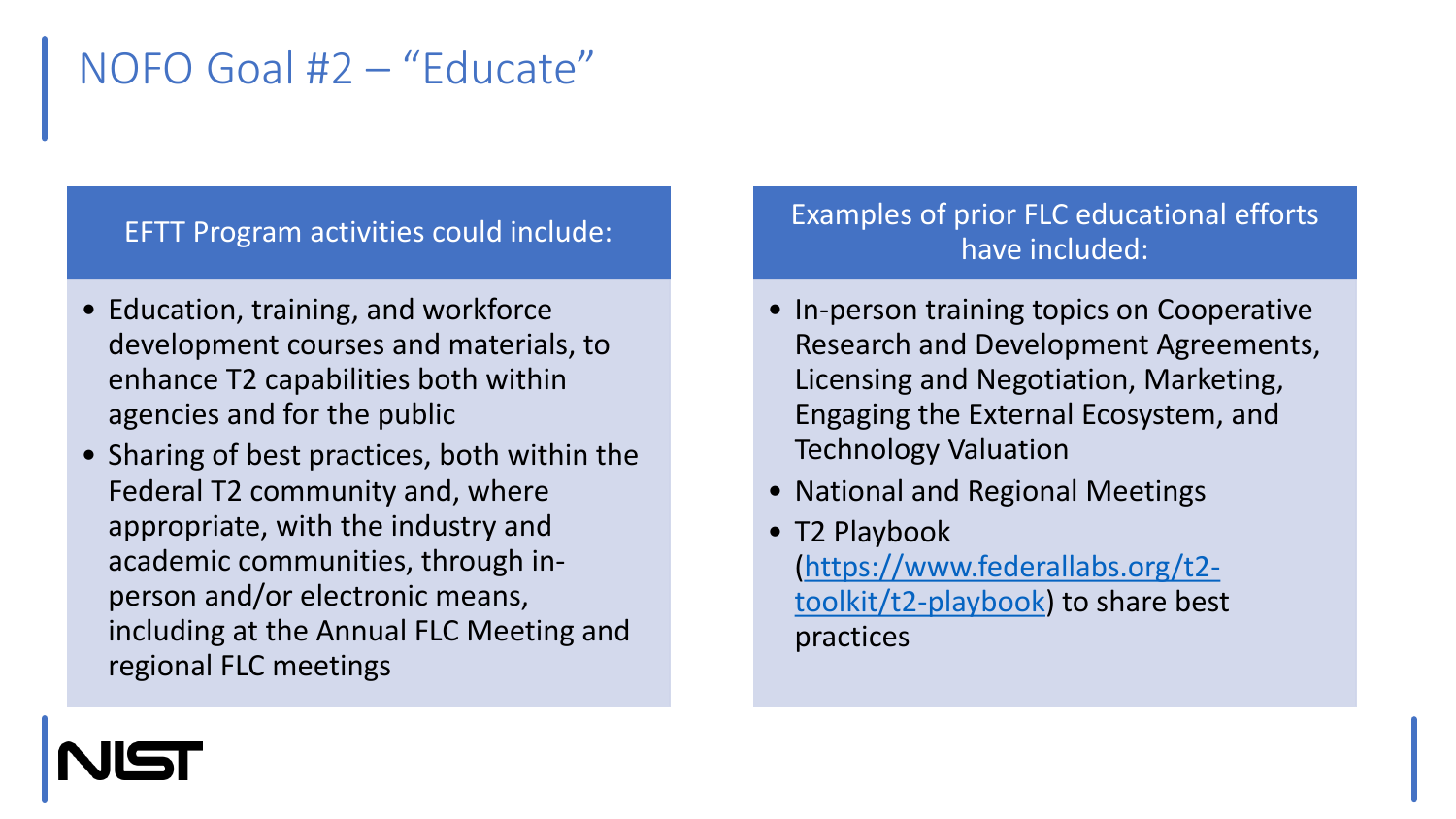# NOFO Goal #2 – "Educate"

## EFTT Program activities could include:

- Education, training, and workforce development courses and materials, to enhance T2 capabilities both within agencies and for the public
- Sharing of best practices, both within the Federal T2 community and, where appropriate, with the industry and academic communities, through in-person and/or electronic means, including at the Annual FLC Meeting and regional FLC meetings

## Examples of prior FLC educational efforts have included:

- In-person training topics on Cooperative Research and Development Agreements, Licensing and Negotiation, Marketing, Engaging the External Ecosystem, and Technology Valuation
- National and Regional Meetings
- T2 Playbook ([https://www.federallabs.org/t2-toolkit/t2-playbook](https://www.federallabs.org/t2-toolkit/t2-playbook)) to share best practices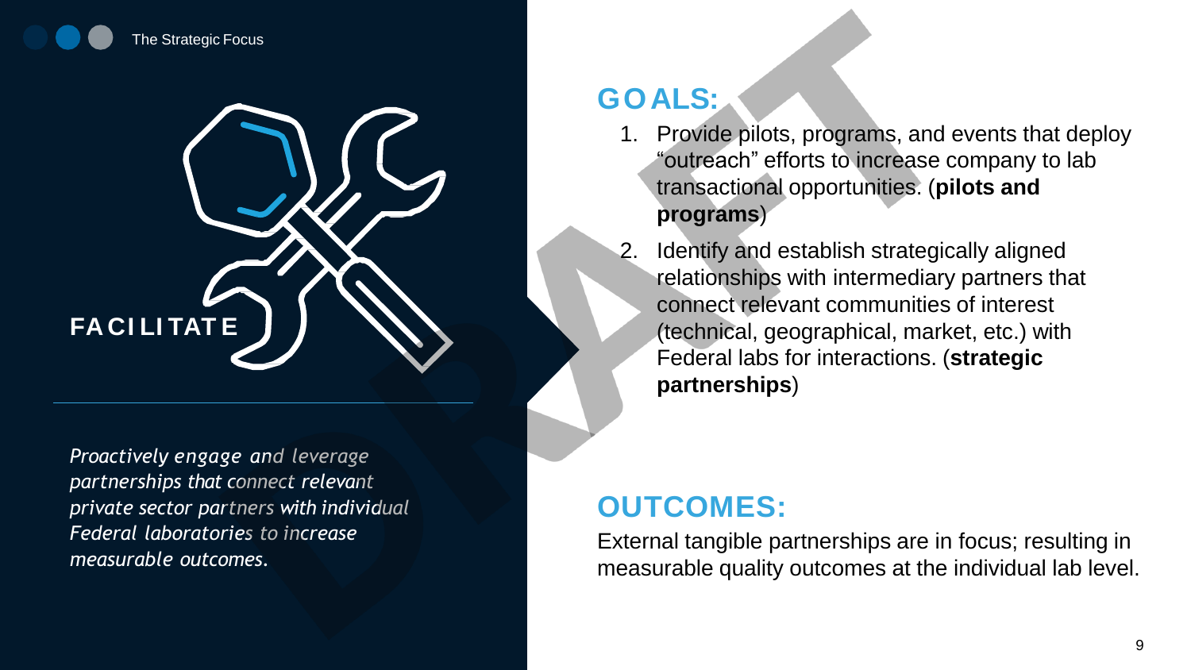The Strategic Focus

## FACILITATE

*Proactively engage and leverage partnerships that connect relevant private sector partners with individual Federal laboratories to increase measurable outcomes.*

## GOALS:

1. Provide pilots, programs, and events that deploy "outreach" efforts to increase company to lab transactional opportunities. (**pilots and programs**)
2. Identify and establish strategically aligned relationships with intermediary partners that connect relevant communities of interest (technical, geographical, market, etc.) with Federal labs for interactions. (**strategic partnerships**)

## OUTCOMES:

External tangible partnerships are in focus; resulting in measurable quality outcomes at the individual lab level.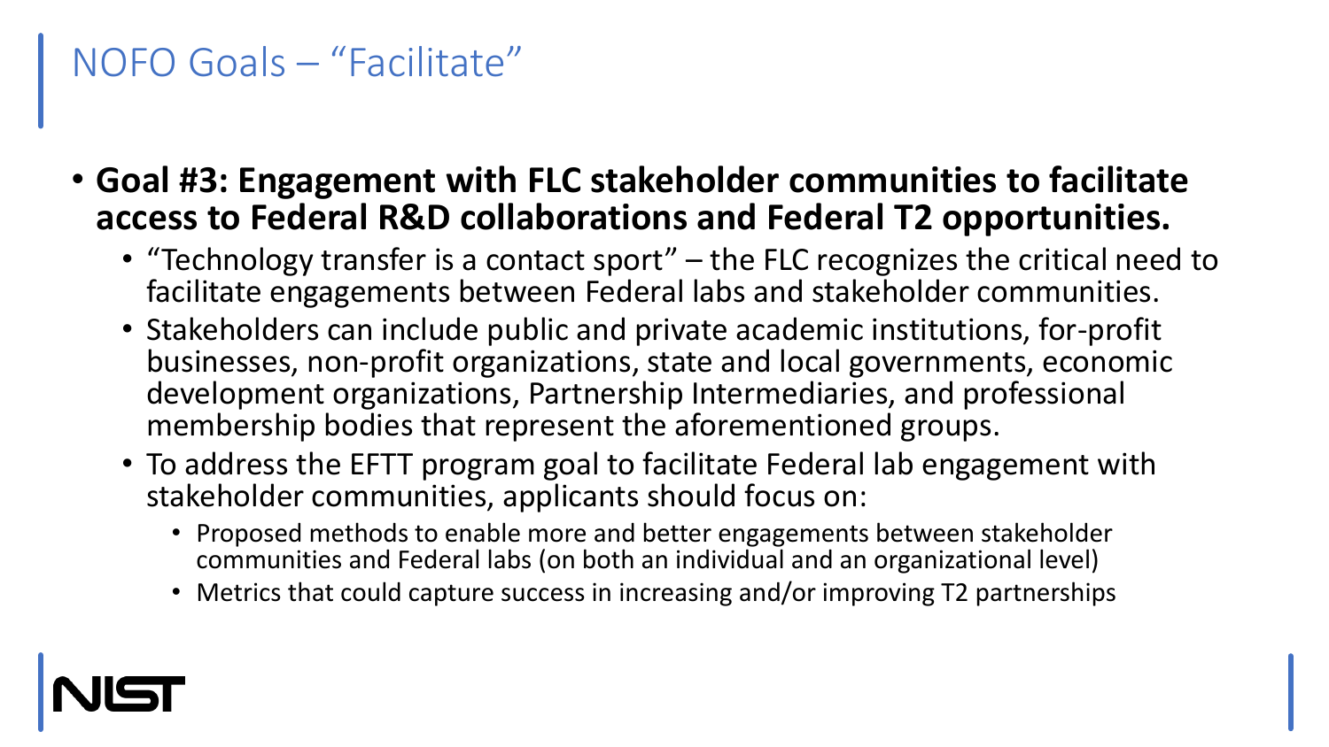# NOFO Goals – “Facilitate”

- **Goal #3: Engagement with FLC stakeholder communities to facilitate access to Federal R&D collaborations and Federal T2 opportunities.**
  - “Technology transfer is a contact sport” – the FLC recognizes the critical need to facilitate engagements between Federal labs and stakeholder communities.
  - Stakeholders can include public and private academic institutions, for-profit businesses, non-profit organizations, state and local governments, economic development organizations, Partnership Intermediaries, and professional membership bodies that represent the aforementioned groups.
  - To address the EFTT program goal to facilitate Federal lab engagement with stakeholder communities, applicants should focus on:
    - Proposed methods to enable more and better engagements between stakeholder communities and Federal labs (on both an individual and an organizational level)
    - Metrics that could capture success in increasing and/or improving T2 partnerships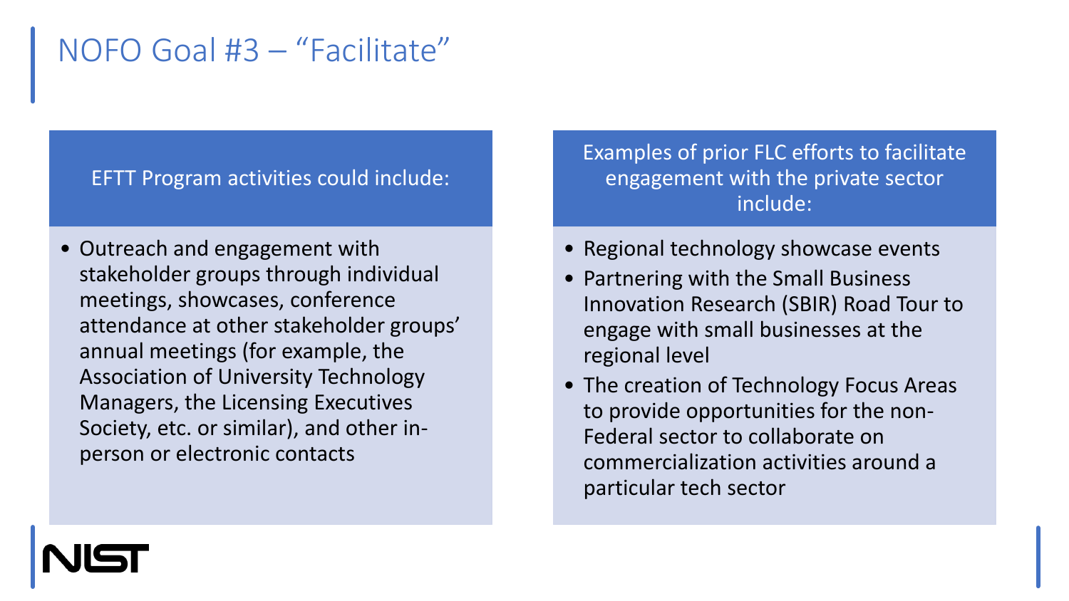# NOFO Goal #3 – "Facilitate"

**EFTT Program activities could include:**

- Outreach and engagement with stakeholder groups through individual meetings, showcases, conference attendance at other stakeholder groups' annual meetings (for example, the Association of University Technology Managers, the Licensing Executives Society, etc. or similar), and other in-person or electronic contacts

**Examples of prior FLC efforts to facilitate engagement with the private sector include:**

- Regional technology showcase events
- Partnering with the Small Business Innovation Research (SBIR) Road Tour to engage with small businesses at the regional level
- The creation of Technology Focus Areas to provide opportunities for the non-Federal sector to collaborate on commercialization activities around a particular tech sector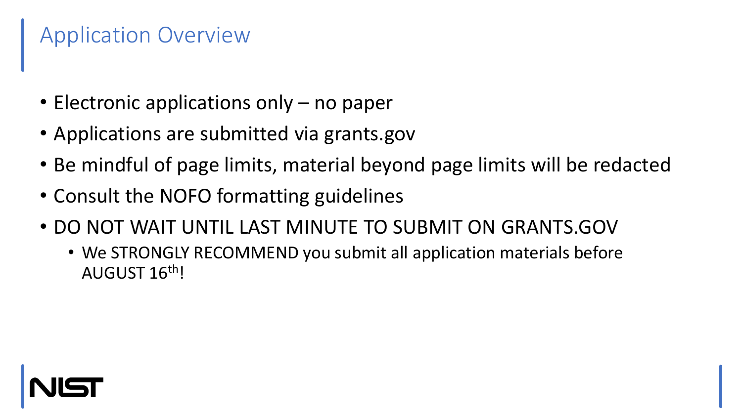# Application Overview

- Electronic applications only – no paper
- Applications are submitted via grants.gov
- Be mindful of page limits, material beyond page limits will be redacted
- Consult the NOFO formatting guidelines
- DO NOT WAIT UNTIL LAST MINUTE TO SUBMIT ON GRANTS.GOV
  - We STRONGLY RECOMMEND you submit all application materials before AUGUST 16th!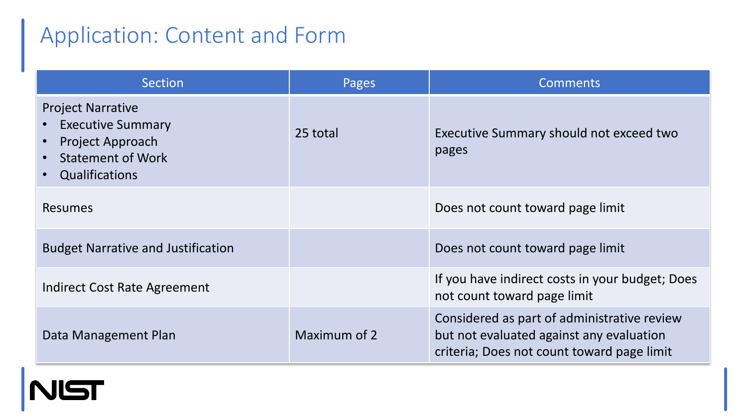# Application: Content and Form

| Section | Pages | Comments |
|---|---|---|
| Project Narrative<br>• Executive Summary<br>• Project Approach<br>• Statement of Work<br>• Qualifications | 25 total | Executive Summary should not exceed two pages |
| Resumes | | Does not count toward page limit |
| Budget Narrative and Justification | | Does not count toward page limit |
| Indirect Cost Rate Agreement | | If you have indirect costs in your budget; Does not count toward page limit |
| Data Management Plan | Maximum of 2 | Considered as part of administrative review but not evaluated against any evaluation criteria; Does not count toward page limit |

NIST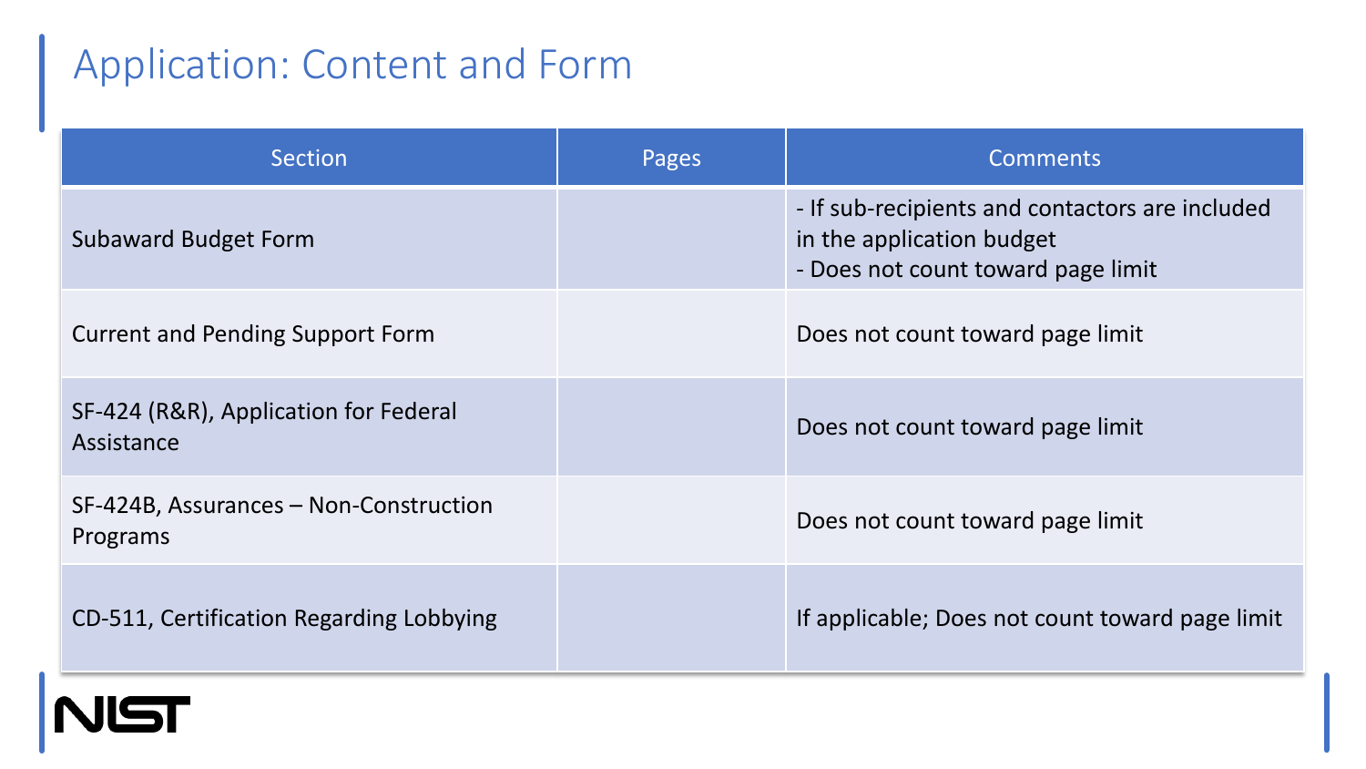# Application: Content and Form

| Section | Pages | Comments |
|---|---|---|
| Subaward Budget Form | | - If sub-recipients and contactors are included in the application budget<br>- Does not count toward page limit |
| Current and Pending Support Form | | Does not count toward page limit |
| SF-424 (R&R), Application for Federal Assistance | | Does not count toward page limit |
| SF-424B, Assurances – Non-Construction Programs | | Does not count toward page limit |
| CD-511, Certification Regarding Lobbying | | If applicable; Does not count toward page limit |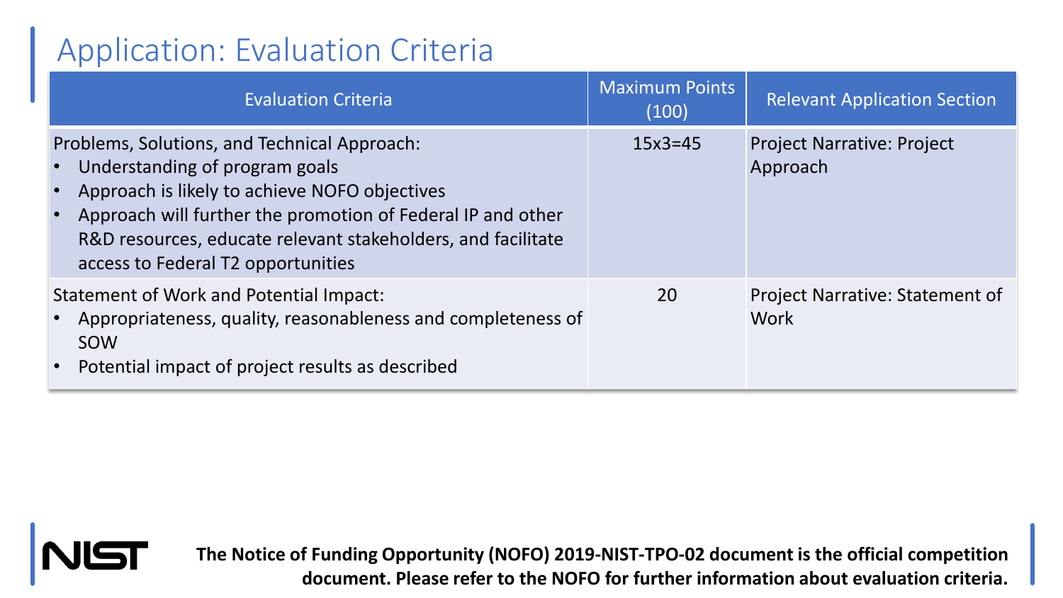# Application: Evaluation Criteria

| Evaluation Criteria | Maximum Points (100) | Relevant Application Section |
|---|---|---|
| Problems, Solutions, and Technical Approach:<br>• Understanding of program goals<br>• Approach is likely to achieve NOFO objectives<br>• Approach will further the promotion of Federal IP and other R&D resources, educate relevant stakeholders, and facilitate access to Federal T2 opportunities | 15x3=45 | Project Narrative: Project Approach |
| Statement of Work and Potential Impact:<br>• Appropriateness, quality, reasonableness and completeness of SOW<br>• Potential impact of project results as described | 20 | Project Narrative: Statement of Work |

**The Notice of Funding Opportunity (NOFO) 2019-NIST-TPO-02 document is the official competition document. Please refer to the NOFO for further information about evaluation criteria.**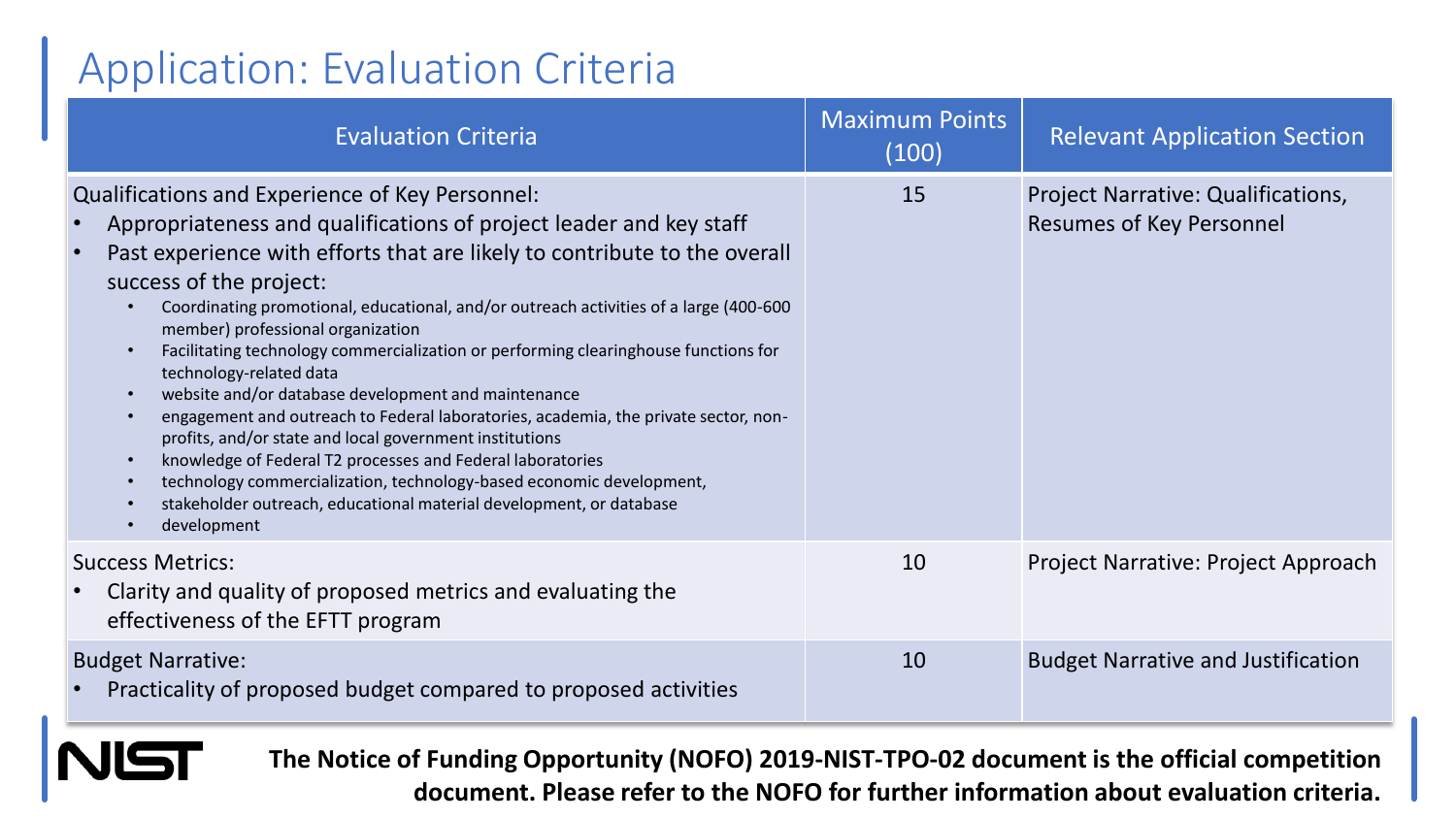# Application: Evaluation Criteria

| Evaluation Criteria | Maximum Points (100) | Relevant Application Section |
| --- | --- | --- |
| Qualifications and Experience of Key Personnel:<br>• Appropriateness and qualifications of project leader and key staff<br>• Past experience with efforts that are likely to contribute to the overall success of the project:<br>&nbsp;&nbsp;• Coordinating promotional, educational, and/or outreach activities of a large (400-600 member) professional organization<br>&nbsp;&nbsp;• Facilitating technology commercialization or performing clearinghouse functions for technology-related data<br>&nbsp;&nbsp;• website and/or database development and maintenance<br>&nbsp;&nbsp;• engagement and outreach to Federal laboratories, academia, the private sector, non-profits, and/or state and local government institutions<br>&nbsp;&nbsp;• knowledge of Federal T2 processes and Federal laboratories<br>&nbsp;&nbsp;• technology commercialization, technology-based economic development,<br>&nbsp;&nbsp;• stakeholder outreach, educational material development, or database<br>&nbsp;&nbsp;• development | 15 | Project Narrative: Qualifications, Resumes of Key Personnel |
| Success Metrics:<br>• Clarity and quality of proposed metrics and evaluating the effectiveness of the EFTT program | 10 | Project Narrative: Project Approach |
| Budget Narrative:<br>• Practicality of proposed budget compared to proposed activities | 10 | Budget Narrative and Justification |

NIST

**The Notice of Funding Opportunity (NOFO) 2019-NIST-TPO-02 document is the official competition document. Please refer to the NOFO for further information about evaluation criteria.**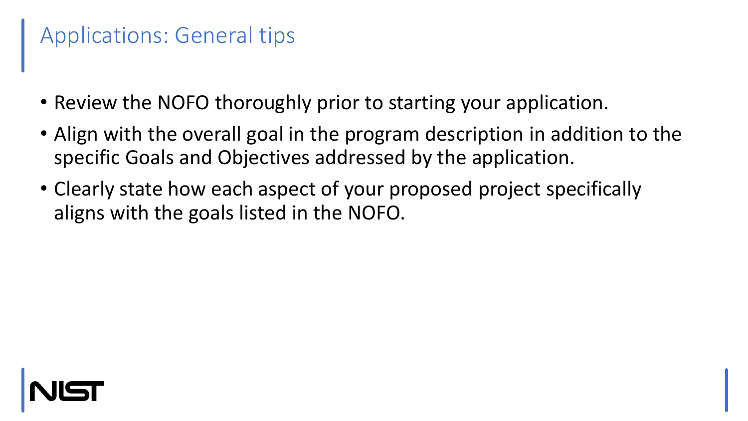# Applications: General tips

- Review the NOFO thoroughly prior to starting your application.
- Align with the overall goal in the program description in addition to the specific Goals and Objectives addressed by the application.
- Clearly state how each aspect of your proposed project specifically aligns with the goals listed in the NOFO.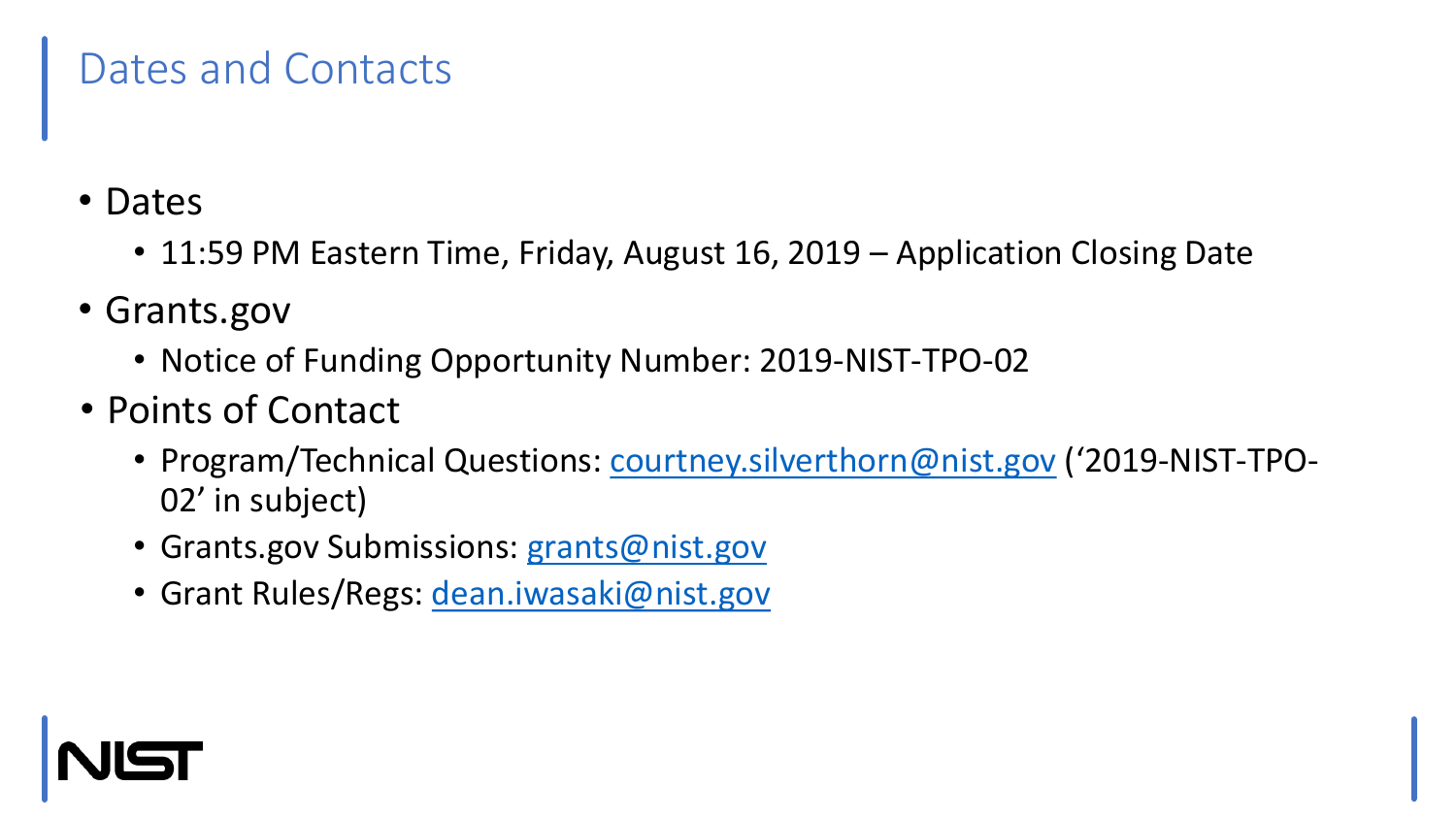# Dates and Contacts

- Dates
  - 11:59 PM Eastern Time, Friday, August 16, 2019 – Application Closing Date
- Grants.gov
  - Notice of Funding Opportunity Number: 2019-NIST-TPO-02
- Points of Contact
  - Program/Technical Questions: courtney.silverthorn@nist.gov ('2019-NIST-TPO-02' in subject)
  - Grants.gov Submissions: grants@nist.gov
  - Grant Rules/Regs: dean.iwasaki@nist.gov